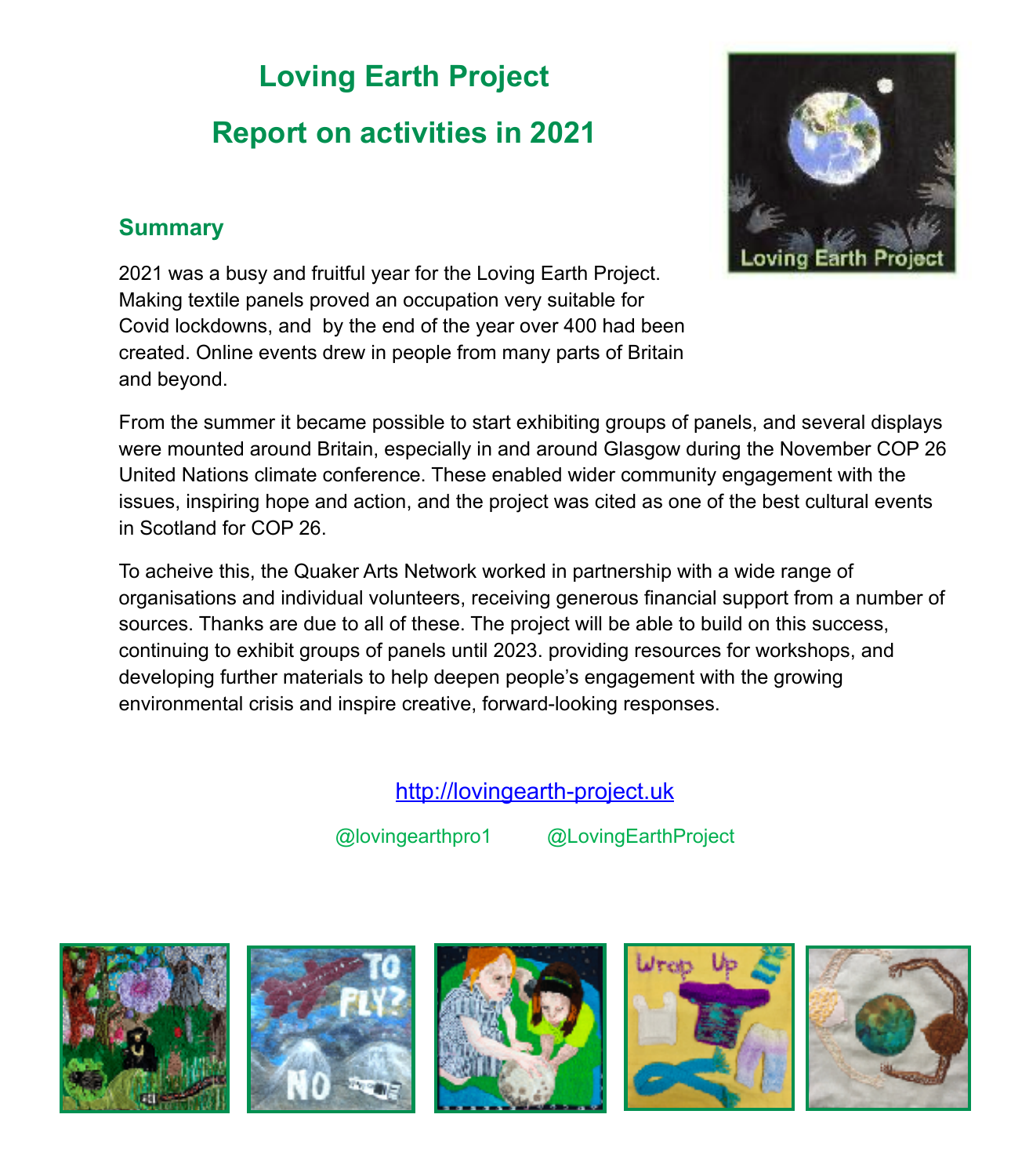# Loving Earth Project

# Report on activities in 2021

## Summary

2021 was a busy and fruitful year for the Loving Earth Project. Making textile panels proved an occupation very suitable for Covid lockdowns, and by the end of the year over 400 had been created. Online events drew in people from many parts of Britain and beyond.

From the summer it became possible to start exhibiting groups of panels, and several displays were mounted around Britain, especially in and around Glasgow during the November COP 26 United Nations climate conference. These enabled wider community engagement with the issues, inspiring hope and action, and the project was cited as one of the best cultural events in Scotland for COP 26.

To acheive this, the Quaker Arts Network worked in partnership with a wide range of organisations and individual volunteers, receiving generous financial support from a number of sources. Thanks are due to all of these. The project will be able to build on this success, continuing to exhibit groups of panels until 2023. providing resources for workshops, and developing further materials to help deepen people's engagement with the growing environmental crisis and inspire creative, forward-looking responses.

http://lovingearth-project.uk

@lovingearthpro1 @LovingEarthProject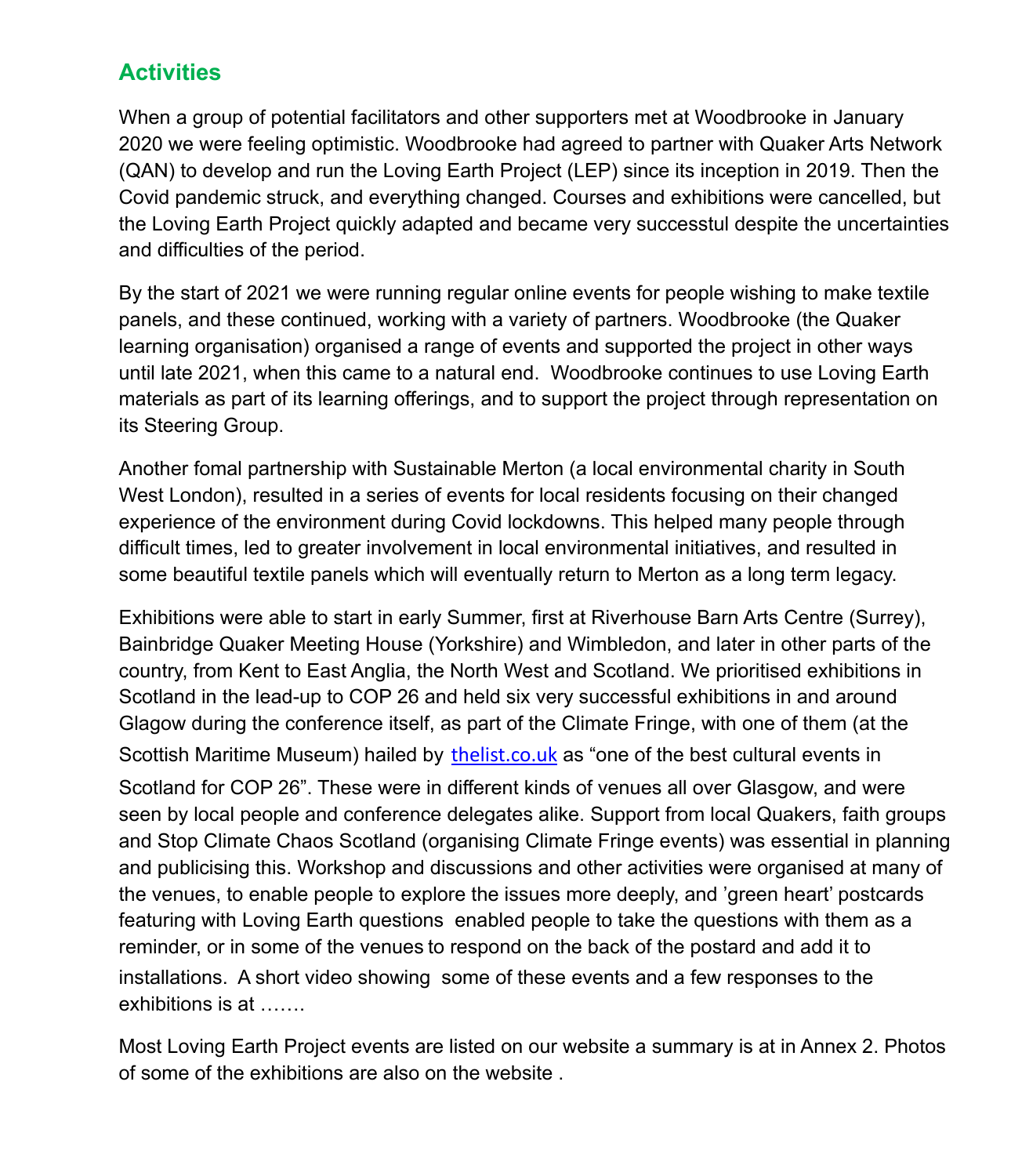## Activities

When a group of potential facilitators and other supporters met at Woodbrooke in January 2020 we were feeling optimistic. Woodbrooke had agreed to partner with Quaker Arts Network (QAN) to develop and run the Loving Earth Project (LEP) since its inception in 2019. Then the Covid pandemic struck, and everything changed. Courses and exhibitions were cancelled, but the Loving Earth Project quickly adapted and became very successtul despite the uncertainties and difficulties of the period.

By the start of 2021 we were running regular online events for people wishing to make textile panels, and these continued, working with a variety of partners. Woodbrooke (the Quaker learning organisation) organised a range of events and supported the project in other ways until late 2021, when this came to a natural end. Woodbrooke continues to use Loving Earth materials as part of its learning offerings, and to support the project through representation on its Steering Group.

Another fomal partnership with Sustainable Merton (a local environmental charity in South West London), resulted in a series of events for local residents focusing on their changed experience of the environment during Covid lockdowns. This helped many people through difficult times, led to greater involvement in local environmental initiatives, and resulted in some beautiful textile panels which will eventually return to Merton as a long term legacy.

Exhibitions were able to start in early Summer, first at Riverhouse Barn Arts Centre (Surrey), Bainbridge Quaker Meeting House (Yorkshire) and Wimbledon, and later in other parts of the country, from Kent to East Anglia, the North West and Scotland. We prioritised exhibitions in Scotland in the lead-up to COP 26 and held six very successful exhibitions in and around Glagow during the conference itself, as part of the Climate Fringe, with one of them (at the Scottish Maritime Museum) hailed by [thelist.co.uk](thelist.co.uk) as "one of the best cultural events in Scotland for COP 26". These were in different kinds of venues all over Glasgow, and were seen by local people and conference delegates alike. Support from local Quakers, faith groups and Stop Climate Chaos Scotland (organising Climate Fringe events) was essential in planning and publicising this. Workshop and discussions and other activities were organised at many of the venues, to enable people to explore the issues more deeply, and 'green heart' postcards featuring with Loving Earth questions enabled people to take the questions with them as a reminder, or in some of the venues to respond on the back of the postard and add it to installations. A short video showing some of these events and a few responses to the exhibitions is at …….

Most Loving Earth Project events are listed on our website a summary is at in Annex 2. Photos of some of the exhibitions are also on the website .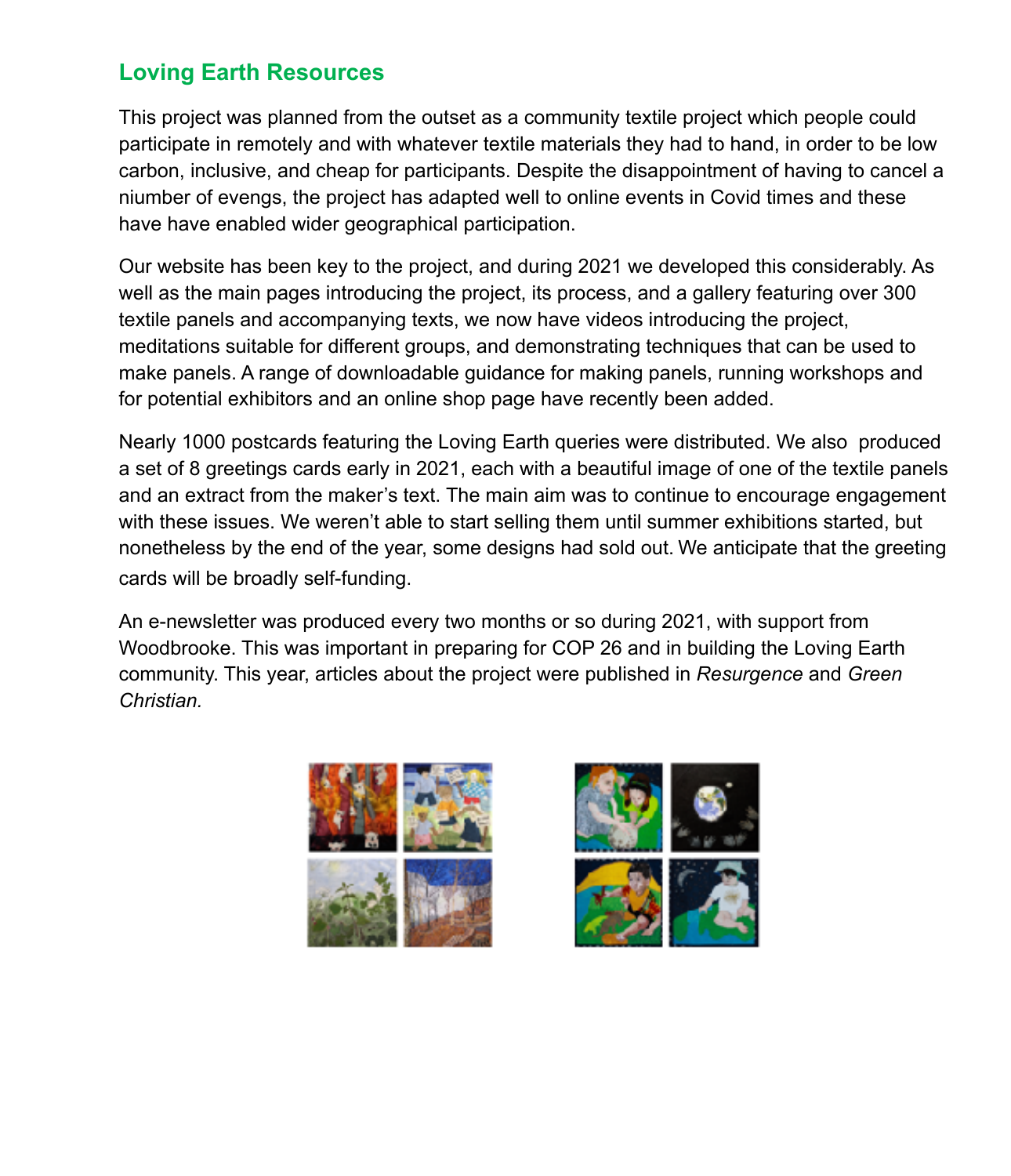## Loving Earth Resources

This project was planned from the outset as a community textile project which people could participate in remotely and with whatever textile materials they had to hand, in order to be low carbon, inclusive, and cheap for participants. Despite the disappointment of having to cancel a niumber of evengs, the project has adapted well to online events in Covid times and these have have enabled wider geographical participation.

Our website has been key to the project, and during 2021 we developed this considerably. As well as the main pages introducing the project, its process, and a gallery featuring over 300 textile panels and accompanying texts, we now have videos introducing the project, meditations suitable for different groups, and demonstrating techniques that can be used to make panels. A range of downloadable guidance for making panels, running workshops and for potential exhibitors and an online shop page have recently been added.

Nearly 1000 postcards featuring the Loving Earth queries were distributed. We also produced a set of 8 greetings cards early in 2021, each with a beautiful image of one of the textile panels and an extract from the maker's text. The main aim was to continue to encourage engagement with these issues. We weren't able to start selling them until summer exhibitions started, but nonetheless by the end of the year, some designs had sold out. We anticipate that the greeting cards will be broadly self-funding.

An e-newsletter was produced every two months or so during 2021, with support from Woodbrooke. This was important in preparing for COP 26 and in building the Loving Earth community. This year, articles about the project were published in *Resurgence* and *Green Christian.*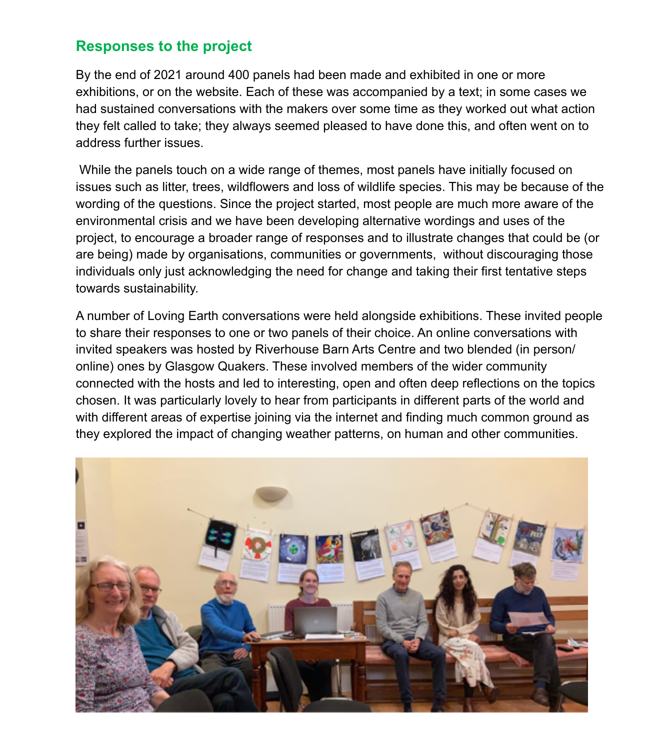## Responses to the project

By the end of 2021 around 400 panels had been made and exhibited in one or more exhibitions, or on the website. Each of these was accompanied by a text; in some cases we had sustained conversations with the makers over some time as they worked out what action they felt called to take; they always seemed pleased to have done this, and often went on to address further issues.

While the panels touch on a wide range of themes, most panels have initially focused on issues such as litter, trees, wildflowers and loss of wildlife species. This may be because of the wording of the questions. Since the project started, most people are much more aware of the environmental crisis and we have been developing alternative wordings and uses of the project, to encourage a broader range of responses and to illustrate changes that could be (or are being) made by organisations, communities or governments, without discouraging those individuals only just acknowledging the need for change and taking their first tentative steps towards sustainability.

A number of Loving Earth conversations were held alongside exhibitions. These invited people to share their responses to one or two panels of their choice. An online conversations with invited speakers was hosted by Riverhouse Barn Arts Centre and two blended (in person/ online) ones by Glasgow Quakers. These involved members of the wider community connected with the hosts and led to interesting, open and often deep reflections on the topics chosen. It was particularly lovely to hear from participants in different parts of the world and with different areas of expertise joining via the internet and finding much common ground as they explored the impact of changing weather patterns, on human and other communities.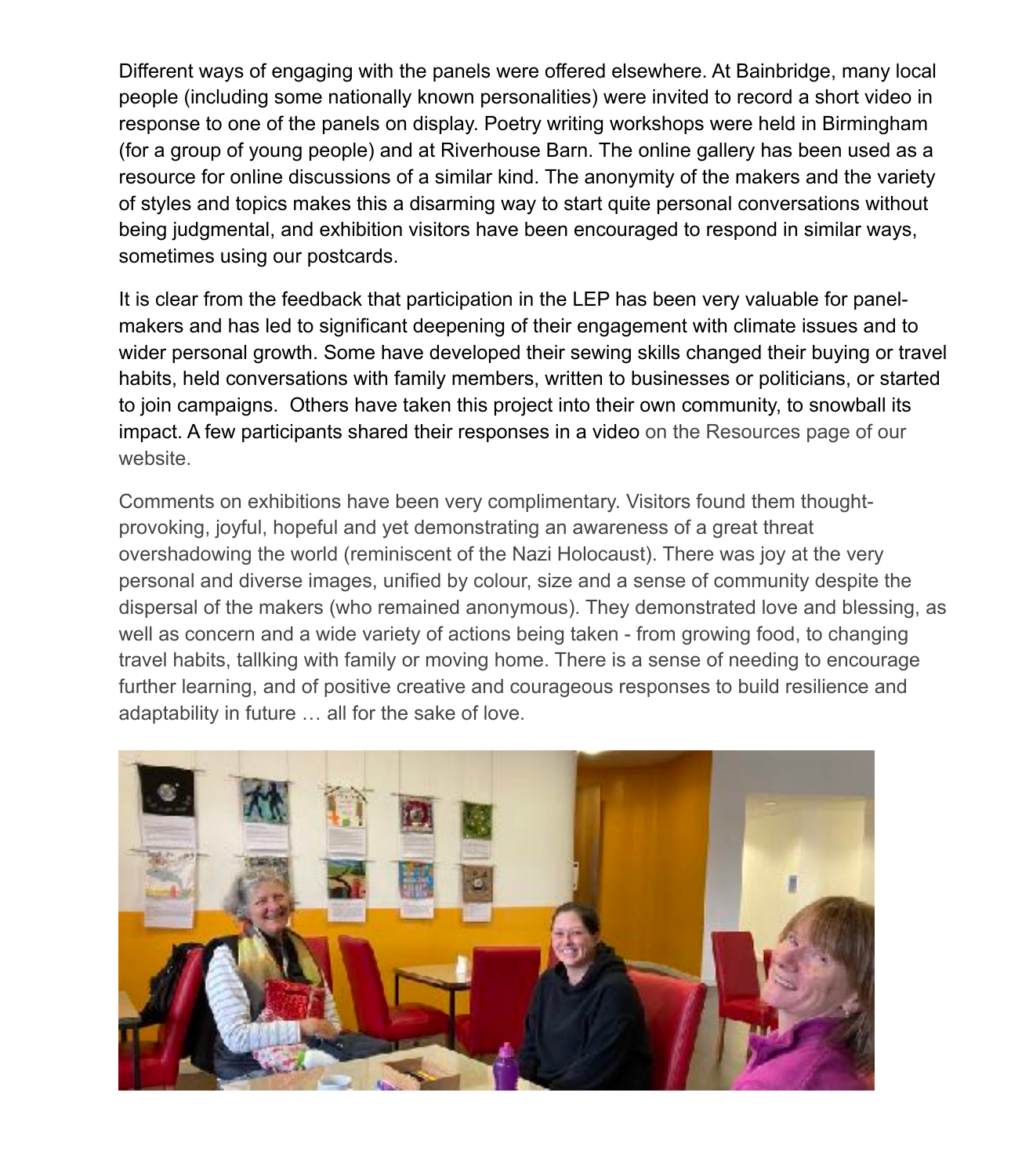Different ways of engaging with the panels were offered elsewhere. At Bainbridge, many local people (including some nationally known personalities) were invited to record a short video in response to one of the panels on display. Poetry writing workshops were held in Birmingham (for a group of young people) and at Riverhouse Barn. The online gallery has been used as a resource for online discussions of a similar kind. The anonymity of the makers and the variety of styles and topics makes this a disarming way to start quite personal conversations without being judgmental, and exhibition visitors have been encouraged to respond in similar ways, sometimes using our postcards.

It is clear from the feedback that participation in the LEP has been very valuable for panel-makers and has led to significant deepening of their engagement with climate issues and to wider personal growth. Some have developed their sewing skills changed their buying or travel habits, held conversations with family members, written to businesses or politicians, or started to join campaigns. Others have taken this project into their own community, to snowball its impact. A few participants shared their responses in a video on the Resources page of our website.

Comments on exhibitions have been very complimentary. Visitors found them thought-provoking, joyful, hopeful and yet demonstrating an awareness of a great threat overshadowing the world (reminiscent of the Nazi Holocaust). There was joy at the very personal and diverse images, unified by colour, size and a sense of community despite the dispersal of the makers (who remained anonymous). They demonstrated love and blessing, as well as concern and a wide variety of actions being taken - from growing food, to changing travel habits, tallking with family or moving home. There is a sense of needing to encourage further learning, and of positive creative and courageous responses to build resilience and adaptability in future … all for the sake of love.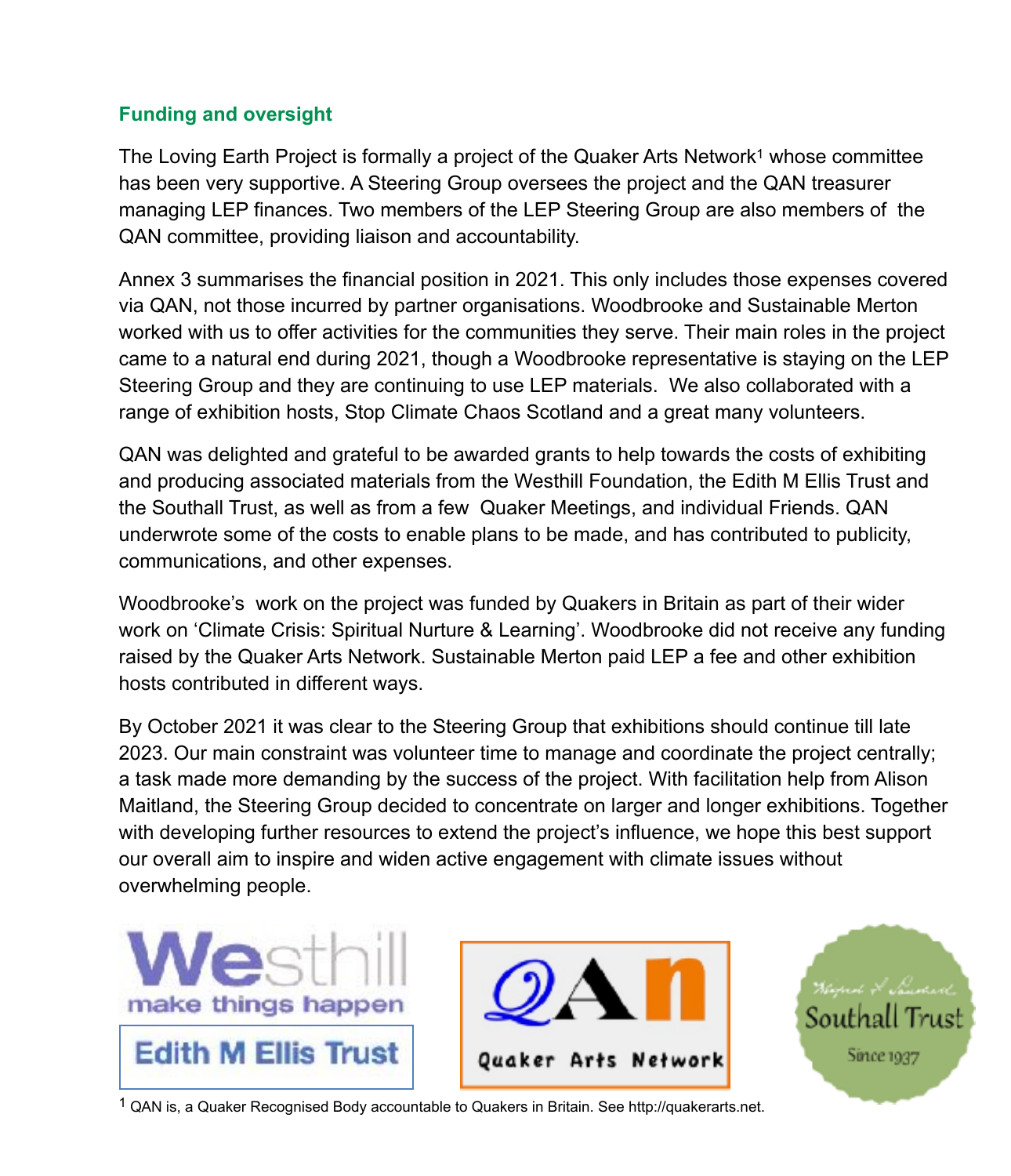## Funding and oversight

The Loving Earth Project is formally a project of the Quaker Arts Network[1] whose committee has been very supportive. A Steering Group oversees the project and the QAN treasurer managing LEP finances. Two members of the LEP Steering Group are also members of the QAN committee, providing liaison and accountability.

Annex 3 summarises the financial position in 2021. This only includes those expenses covered via QAN, not those incurred by partner organisations. Woodbrooke and Sustainable Merton worked with us to offer activities for the communities they serve. Their main roles in the project came to a natural end during 2021, though a Woodbrooke representative is staying on the LEP Steering Group and they are continuing to use LEP materials. We also collaborated with a range of exhibition hosts, Stop Climate Chaos Scotland and a great many volunteers.

QAN was delighted and grateful to be awarded grants to help towards the costs of exhibiting and producing associated materials from the Westhill Foundation, the Edith M Ellis Trust and the Southall Trust, as well as from a few Quaker Meetings, and individual Friends. QAN underwrote some of the costs to enable plans to be made, and has contributed to publicity, communications, and other expenses.

Woodbrooke's work on the project was funded by Quakers in Britain as part of their wider work on 'Climate Crisis: Spiritual Nurture & Learning'. Woodbrooke did not receive any funding raised by the Quaker Arts Network. Sustainable Merton paid LEP a fee and other exhibition hosts contributed in different ways.

By October 2021 it was clear to the Steering Group that exhibitions should continue till late 2023. Our main constraint was volunteer time to manage and coordinate the project centrally; a task made more demanding by the success of the project. With facilitation help from Alison Maitland, the Steering Group decided to concentrate on larger and longer exhibitions. Together with developing further resources to extend the project's influence, we hope this best support our overall aim to inspire and widen active engagement with climate issues without overwhelming people.

Westhill make things happen

Edith M Ellis Trust

QAn Quaker Arts Network

Southall Trust Since 1937

[1] QAN is, a Quaker Recognised Body accountable to Quakers in Britain. See http://quakerarts.net.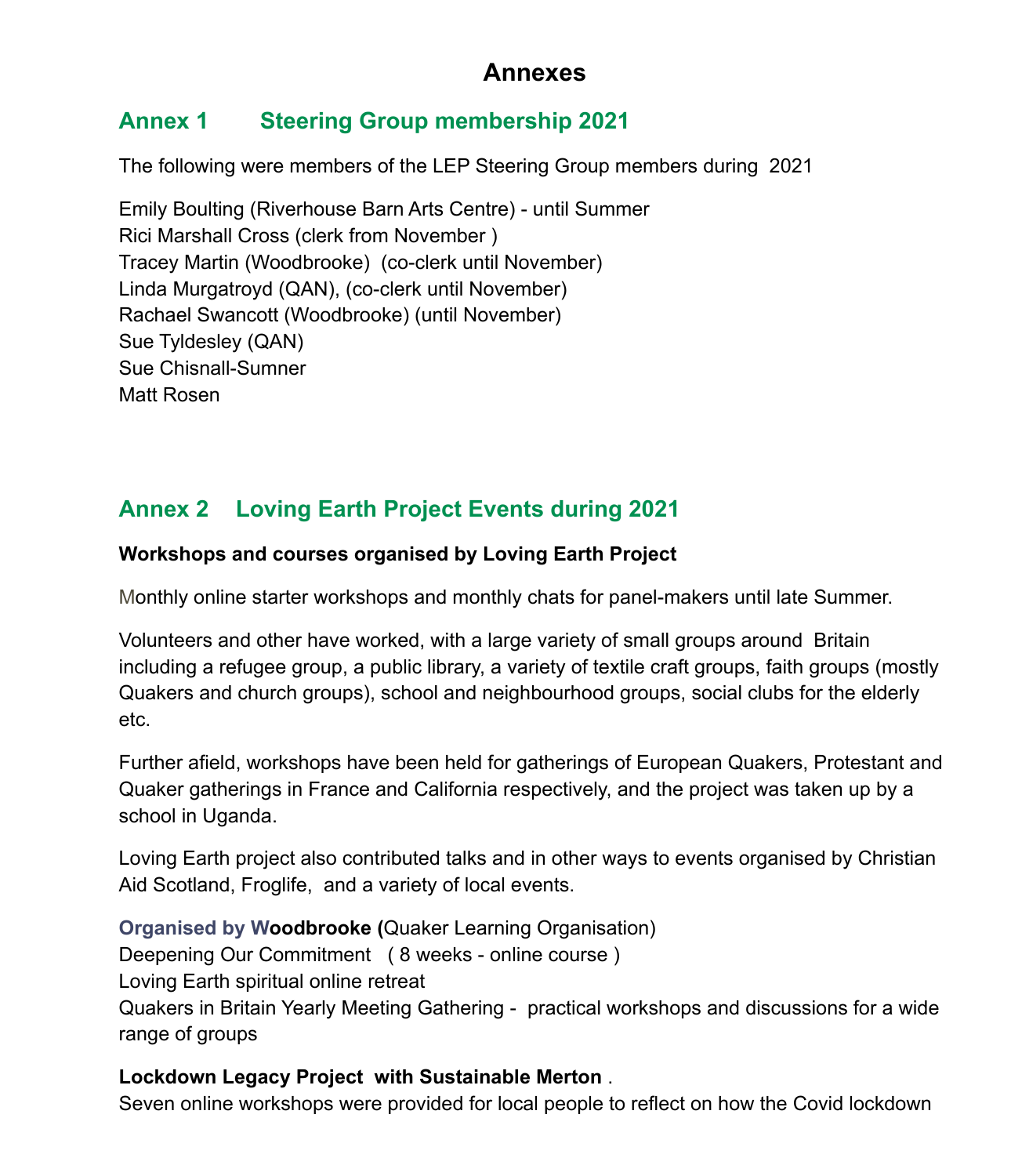# Annexes

## Annex 1 Steering Group membership 2021

The following were members of the LEP Steering Group members during 2021

Emily Boulting (Riverhouse Barn Arts Centre) - until Summer
Rici Marshall Cross (clerk from November )
Tracey Martin (Woodbrooke) (co-clerk until November)
Linda Murgatroyd (QAN), (co-clerk until November)
Rachael Swancott (Woodbrooke) (until November)
Sue Tyldesley (QAN)
Sue Chisnall-Sumner
Matt Rosen

## Annex 2 Loving Earth Project Events during 2021

**Workshops and courses organised by Loving Earth Project**

Monthly online starter workshops and monthly chats for panel-makers until late Summer.

Volunteers and other have worked, with a large variety of small groups around Britain including a refugee group, a public library, a variety of textile craft groups, faith groups (mostly Quakers and church groups), school and neighbourhood groups, social clubs for the elderly etc.

Further afield, workshops have been held for gatherings of European Quakers, Protestant and Quaker gatherings in France and California respectively, and the project was taken up by a school in Uganda.

Loving Earth project also contributed talks and in other ways to events organised by Christian Aid Scotland, Froglife, and a variety of local events.

**Organised by Woodbrooke (**Quaker Learning Organisation)
Deepening Our Commitment ( 8 weeks - online course )
Loving Earth spiritual online retreat
Quakers in Britain Yearly Meeting Gathering - practical workshops and discussions for a wide range of groups

**Lockdown Legacy Project with Sustainable Merton** .
Seven online workshops were provided for local people to reflect on how the Covid lockdown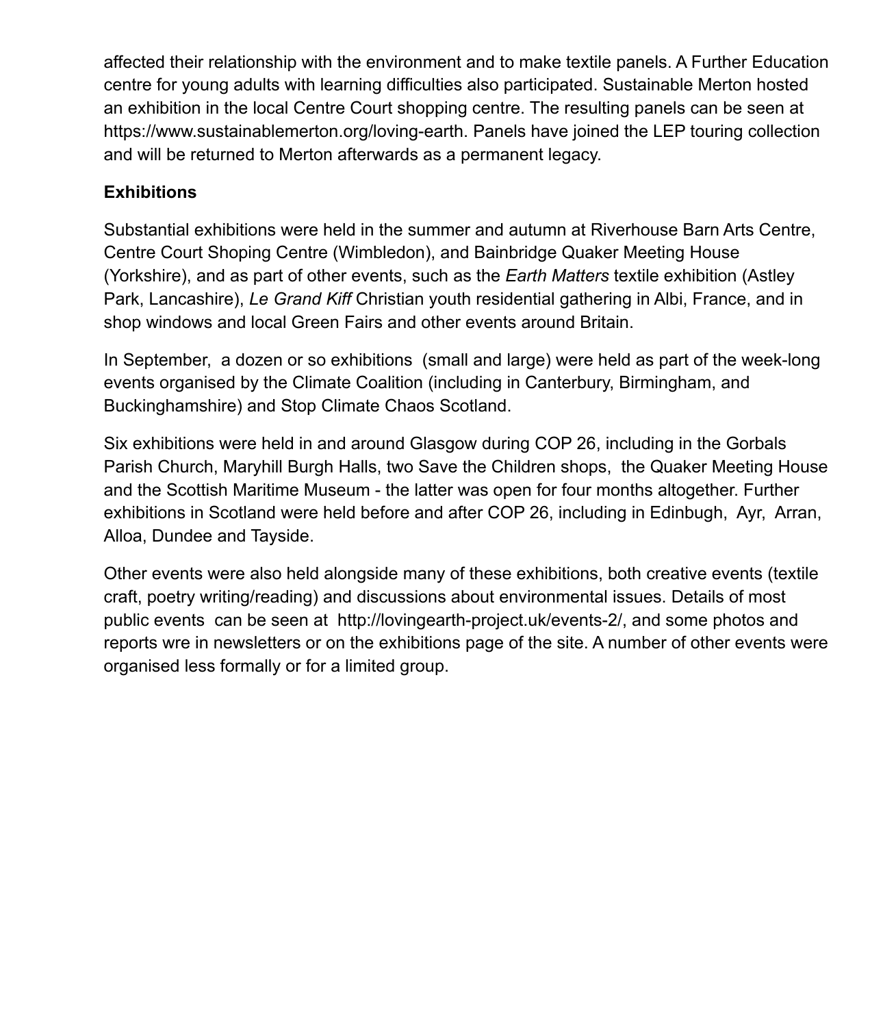affected their relationship with the environment and to make textile panels. A Further Education centre for young adults with learning difficulties also participated. Sustainable Merton hosted an exhibition in the local Centre Court shopping centre. The resulting panels can be seen at https://www.sustainablemerton.org/loving-earth. Panels have joined the LEP touring collection and will be returned to Merton afterwards as a permanent legacy.

**Exhibitions**

Substantial exhibitions were held in the summer and autumn at Riverhouse Barn Arts Centre, Centre Court Shoping Centre (Wimbledon), and Bainbridge Quaker Meeting House (Yorkshire), and as part of other events, such as the *Earth Matters* textile exhibition (Astley Park, Lancashire), *Le Grand Kiff* Christian youth residential gathering in Albi, France, and in shop windows and local Green Fairs and other events around Britain.

In September, a dozen or so exhibitions (small and large) were held as part of the week-long events organised by the Climate Coalition (including in Canterbury, Birmingham, and Buckinghamshire) and Stop Climate Chaos Scotland.

Six exhibitions were held in and around Glasgow during COP 26, including in the Gorbals Parish Church, Maryhill Burgh Halls, two Save the Children shops, the Quaker Meeting House and the Scottish Maritime Museum - the latter was open for four months altogether. Further exhibitions in Scotland were held before and after COP 26, including in Edinbugh, Ayr, Arran, Alloa, Dundee and Tayside.

Other events were also held alongside many of these exhibitions, both creative events (textile craft, poetry writing/reading) and discussions about environmental issues. Details of most public events can be seen at http://lovingearth-project.uk/events-2/, and some photos and reports wre in newsletters or on the exhibitions page of the site. A number of other events were organised less formally or for a limited group.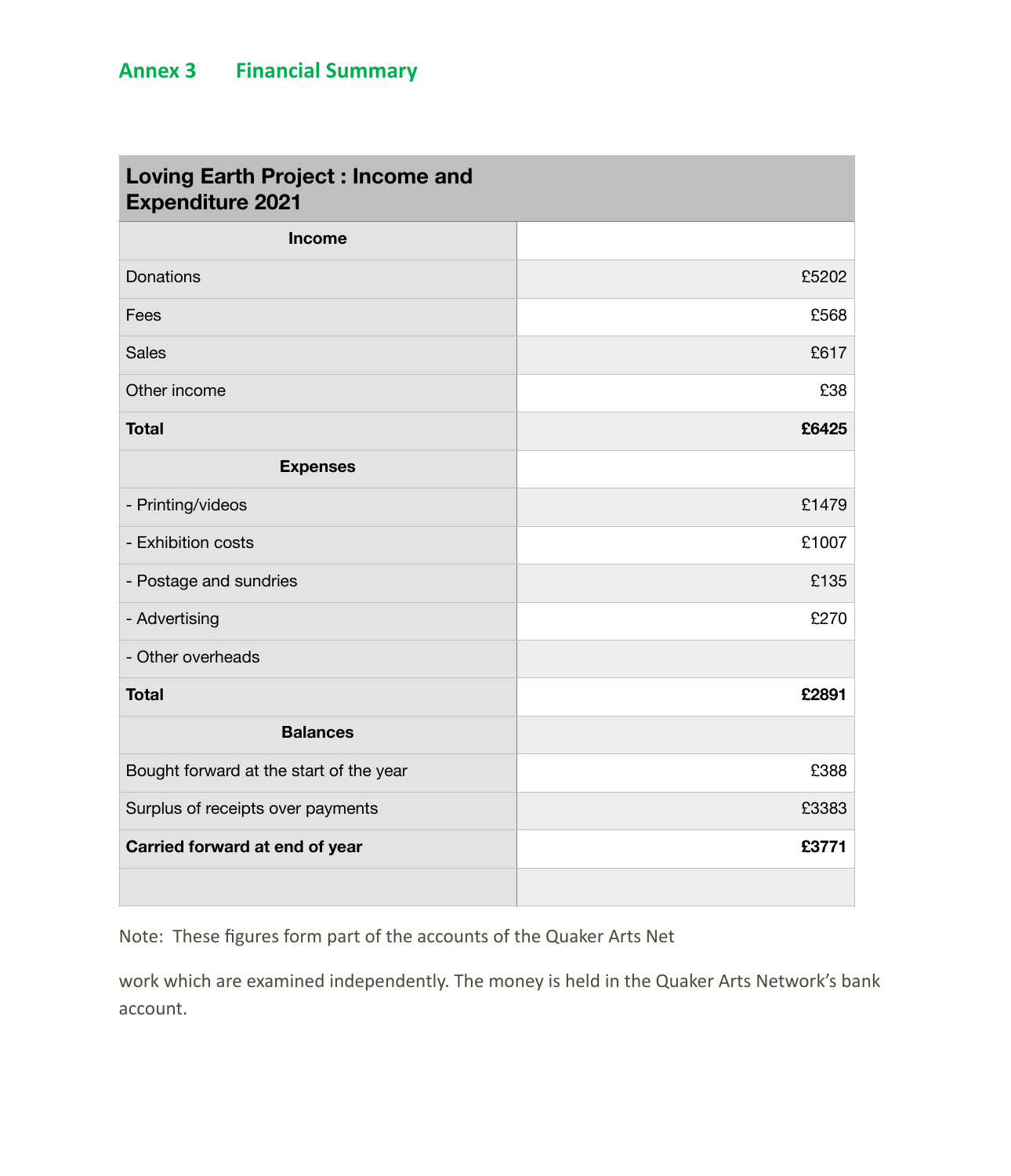## Annex 3 Financial Summary

| Loving Earth Project : Income and Expenditure 2021 | |
|---|---|
| **Income** | |
| Donations | £5202 |
| Fees | £568 |
| Sales | £617 |
| Other income | £38 |
| **Total** | **£6425** |
| **Expenses** | |
| - Printing/videos | £1479 |
| - Exhibition costs | £1007 |
| - Postage and sundries | £135 |
| - Advertising | £270 |
| - Other overheads | |
| **Total** | **£2891** |
| **Balances** | |
| Bought forward at the start of the year | £388 |
| Surplus of receipts over payments | £3383 |
| **Carried forward at end of year** | **£3771** |
| | |

Note: These figures form part of the accounts of the Quaker Arts Net

work which are examined independently. The money is held in the Quaker Arts Network's bank account.